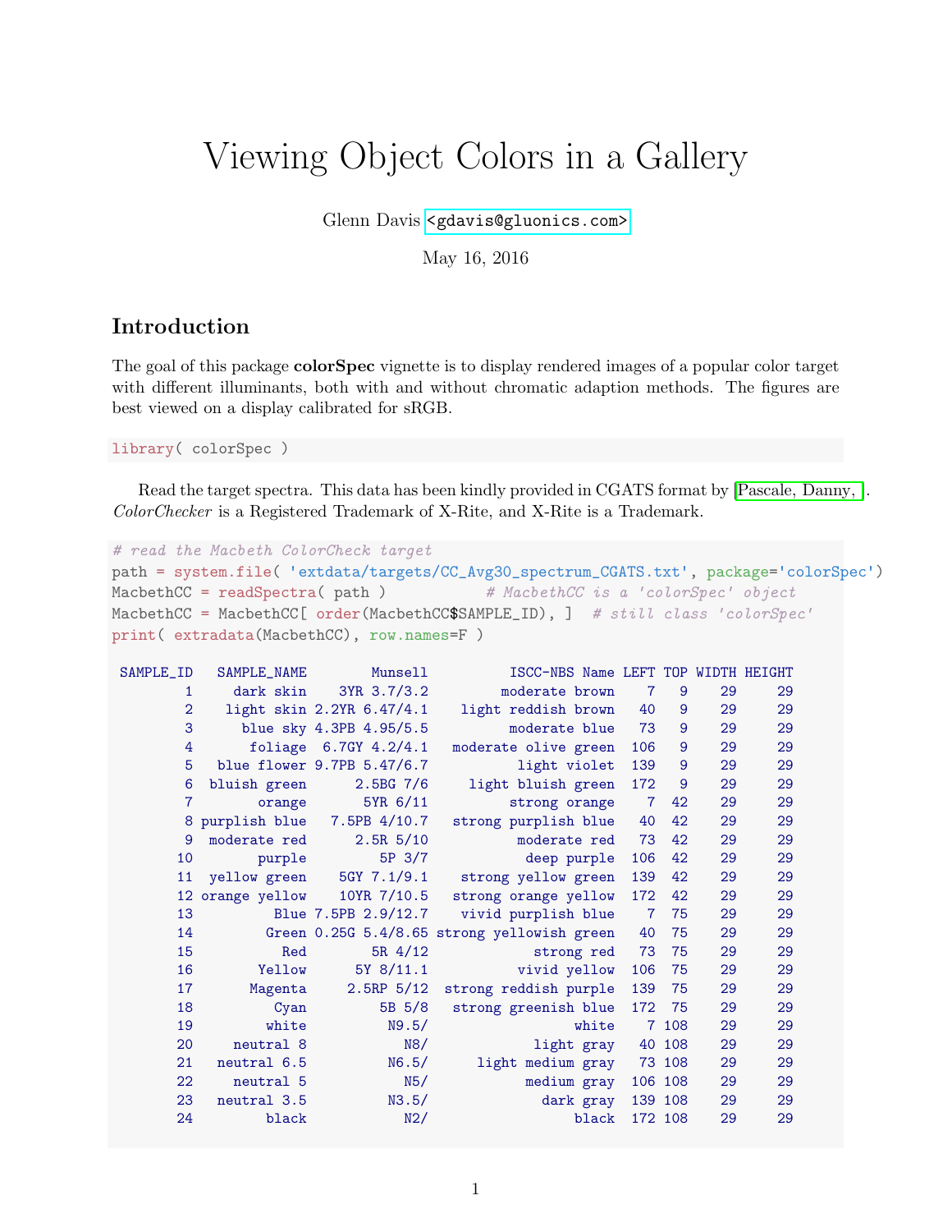# Viewing Object Colors in a Gallery

Glenn Davis <gdavis@gluonics.com>

May 16, 2016

## Introduction

The goal of this package **colorSpec** vignette is to display rendered images of a popular color target with different illuminants, both with and without chromatic adaption methods. The figures are best viewed on a display calibrated for sRGB.

```
library( colorSpec )
```

Read the target spectra. This data has been kindly provided in CGATS format by [Pascale, Danny, ]. *ColorChecker* is a Registered Trademark of X-Rite, and X-Rite is a Trademark.

```
# read the Macbeth ColorCheck target
path = system.file( 'extdata/targets/CC_Avg30_spectrum_CGATS.txt', package='colorSpec')
MacbethCC = readSpectra( path )           # MacbethCC is a 'colorSpec' object
MacbethCC = MacbethCC[ order(MacbethCC$SAMPLE_ID), ]  # still class 'colorSpec'
print( extradata(MacbethCC), row.names=F )

 SAMPLE_ID   SAMPLE_NAME        Munsell          ISCC-NBS Name LEFT TOP WIDTH HEIGHT
         1     dark skin    3YR 3.7/3.2         moderate brown    7   9    29     29
         2    light skin 2.2YR 6.47/4.1    light reddish brown   40   9    29     29
         3      blue sky 4.3PB 4.95/5.5          moderate blue   73   9    29     29
         4       foliage  6.7GY 4.2/4.1   moderate olive green  106   9    29     29
         5   blue flower 9.7PB 5.47/6.7           light violet  139   9    29     29
         6  bluish green      2.5BG 7/6     light bluish green  172   9    29     29
         7        orange       5YR 6/11         strong orange    7  42    29     29
         8 purplish blue    7.5PB 4/10.7   strong purplish blue   40  42    29     29
         9  moderate red       2.5R 5/10          moderate red   73  42    29     29
        10        purple         5P 3/7           deep purple  106  42    29     29
        11  yellow green      5GY 7.1/9.1    strong yellow green  139  42    29     29
        12 orange yellow     10YR 7/10.5   strong orange yellow  172  42    29     29
        13          Blue 7.5PB 2.9/12.7     vivid purplish blue    7  75    29     29
        14         Green 0.25G 5.4/8.65 strong yellowish green   40  75    29     29
        15           Red       5R 4/12            strong red   73  75    29     29
        16        Yellow      5Y 8/11.1          vivid yellow  106  75    29     29
        17       Magenta      2.5RP 5/12   strong reddish purple  139  75    29     29
        18          Cyan         5B 5/8   strong greenish blue  172  75    29     29
        19         white          N9.5/                 white    7 108    29     29
        20     neutral 8            N8/            light gray   40 108    29     29
        21   neutral 6.5          N6.5/     light medium gray   73 108    29     29
        22     neutral 5            N5/           medium gray  106 108    29     29
        23   neutral 3.5          N3.5/             dark gray  139 108    29     29
        24         black            N2/                 black  172 108    29     29
```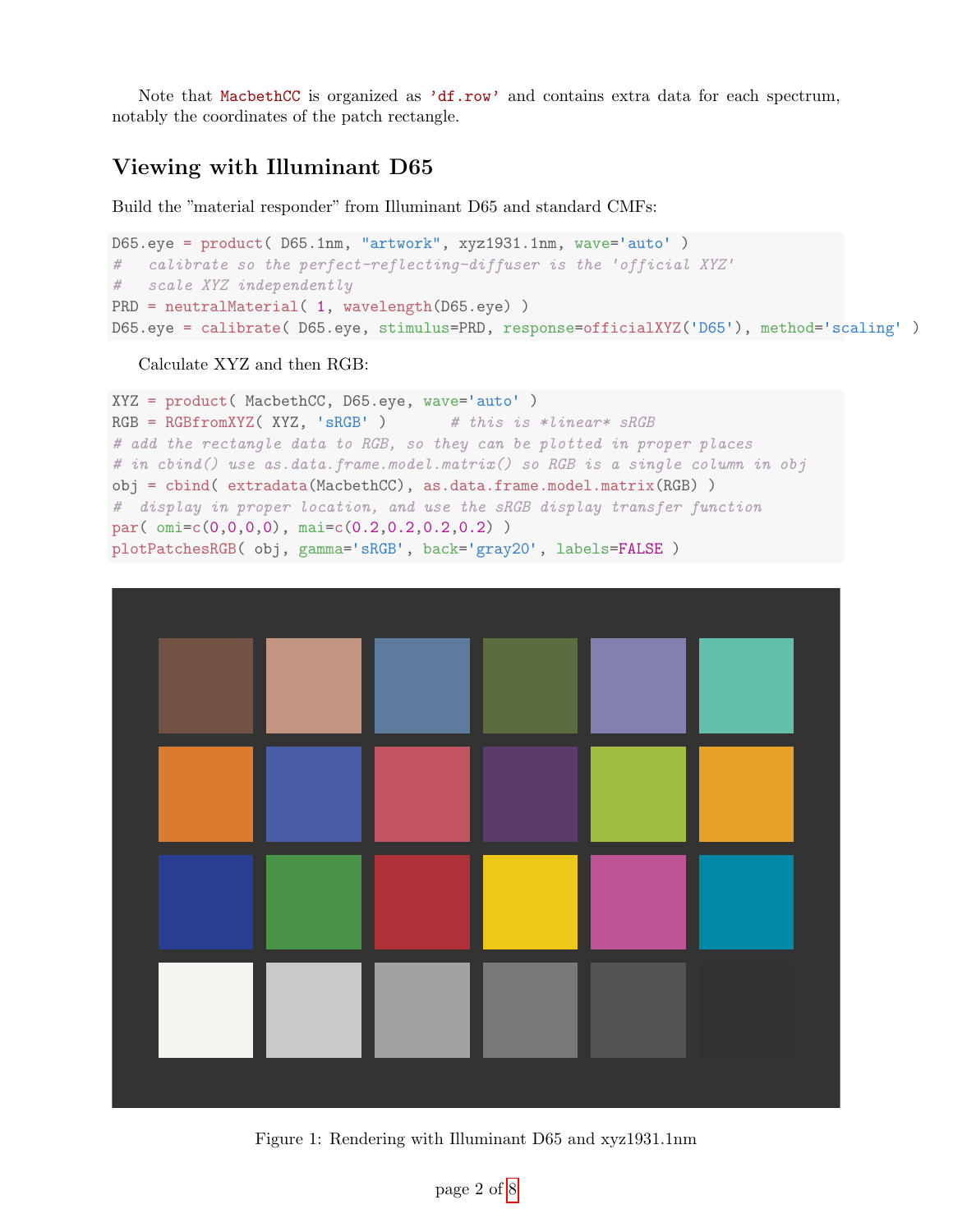Note that `MacbethCC` is organized as `'df.row'` and contains extra data for each spectrum, notably the coordinates of the patch rectangle.

## Viewing with Illuminant D65

Build the "material responder" from Illuminant D65 and standard CMFs:

```
D65.eye = product( D65.1nm, "artwork", xyz1931.1nm, wave='auto' )
#   calibrate so the perfect-reflecting-diffuser is the 'official XYZ'
#   scale XYZ independently
PRD = neutralMaterial( 1, wavelength(D65.eye) )
D65.eye = calibrate( D65.eye, stimulus=PRD, response=officialXYZ('D65'), method='scaling' )
```

Calculate XYZ and then RGB:

```
XYZ = product( MacbethCC, D65.eye, wave='auto' )
RGB = RGBfromXYZ( XYZ, 'sRGB' )      # this is *linear* sRGB
# add the rectangle data to RGB, so they can be plotted in proper places
# in cbind() use as.data.frame.model.matrix() so RGB is a single column in obj
obj = cbind( extradata(MacbethCC), as.data.frame.model.matrix(RGB) )
#  display in proper location, and use the sRGB display transfer function
par( omi=c(0,0,0,0), mai=c(0.2,0.2,0.2,0.2) )
plotPatchesRGB( obj, gamma='sRGB', back='gray20', labels=FALSE )
```

Figure 1: Rendering with Illuminant D65 and xyz1931.1nm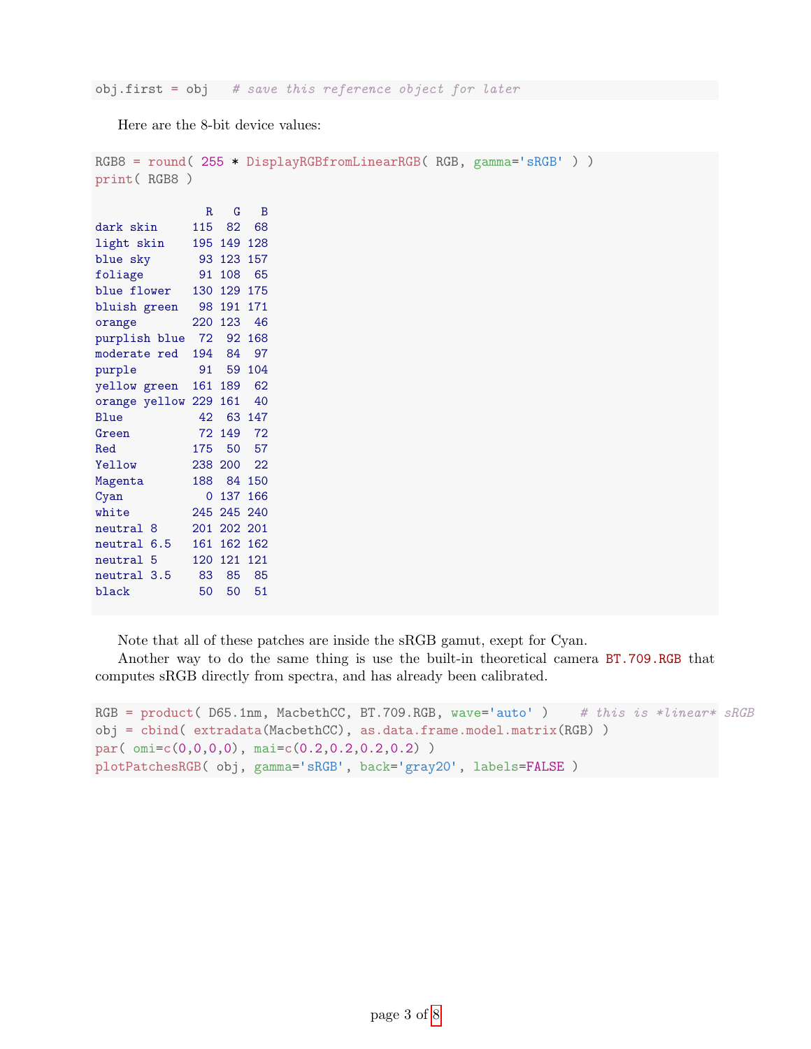```
obj.first = obj   # save this reference object for later
```

Here are the 8-bit device values:

```
RGB8 = round( 255 * DisplayRGBfromLinearRGB( RGB, gamma='sRGB' ) )
print( RGB8 )

                R   G   B
dark skin     115  82  68
light skin    195 149 128
blue sky       93 123 157
foliage        91 108  65
blue flower   130 129 175
bluish green   98 191 171
orange        220 123  46
purplish blue  72  92 168
moderate red  194  84  97
purple         91  59 104
yellow green  161 189  62
orange yellow 229 161  40
Blue           42  63 147
Green          72 149  72
Red           175  50  57
Yellow        238 200  22
Magenta       188  84 150
Cyan            0 137 166
white         245 245 240
neutral 8     201 202 201
neutral 6.5   161 162 162
neutral 5     120 121 121
neutral 3.5    83  85  85
black          50  50  51
```

Note that all of these patches are inside the sRGB gamut, exept for Cyan.

Another way to do the same thing is use the built-in theoretical camera BT.709.RGB that computes sRGB directly from spectra, and has already been calibrated.

```
RGB = product( D65.1nm, MacbethCC, BT.709.RGB, wave='auto' )    # this is *linear* sRGB
obj = cbind( extradata(MacbethCC), as.data.frame.model.matrix(RGB) )
par( omi=c(0,0,0,0), mai=c(0.2,0.2,0.2,0.2) )
plotPatchesRGB( obj, gamma='sRGB', back='gray20', labels=FALSE )
```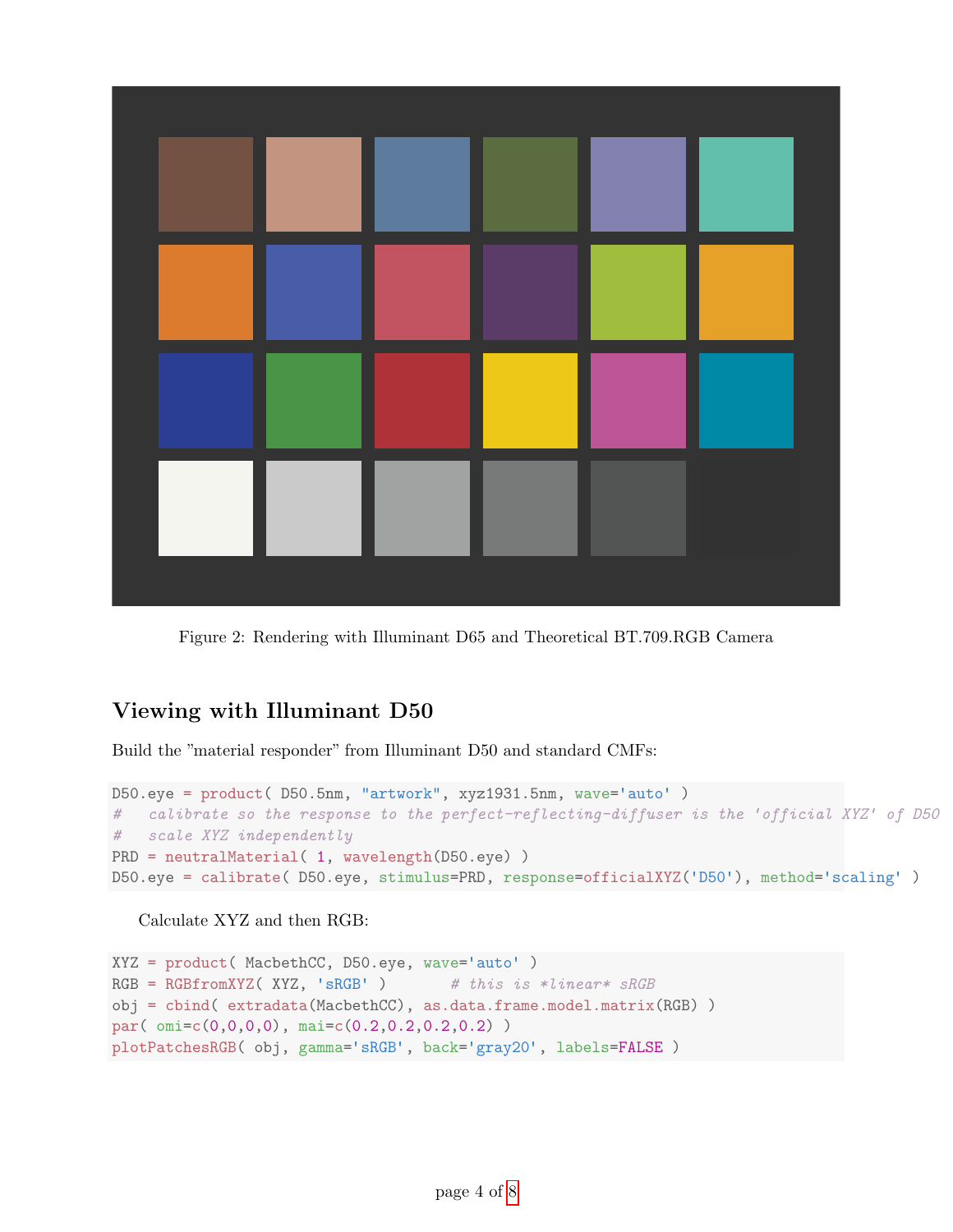Figure 2: Rendering with Illuminant D65 and Theoretical BT.709.RGB Camera

## Viewing with Illuminant D50

Build the "material responder" from Illuminant D50 and standard CMFs:

```
D50.eye = product( D50.5nm, "artwork", xyz1931.5nm, wave='auto' )
#   calibrate so the response to the perfect-reflecting-diffuser is the 'official XYZ' of D50
#   scale XYZ independently
PRD = neutralMaterial( 1, wavelength(D50.eye) )
D50.eye = calibrate( D50.eye, stimulus=PRD, response=officialXYZ('D50'), method='scaling' )
```

Calculate XYZ and then RGB:

```
XYZ = product( MacbethCC, D50.eye, wave='auto' )
RGB = RGBfromXYZ( XYZ, 'sRGB' )       # this is *linear* sRGB
obj = cbind( extradata(MacbethCC), as.data.frame.model.matrix(RGB) )
par( omi=c(0,0,0,0), mai=c(0.2,0.2,0.2,0.2) )
plotPatchesRGB( obj, gamma='sRGB', back='gray20', labels=FALSE )
```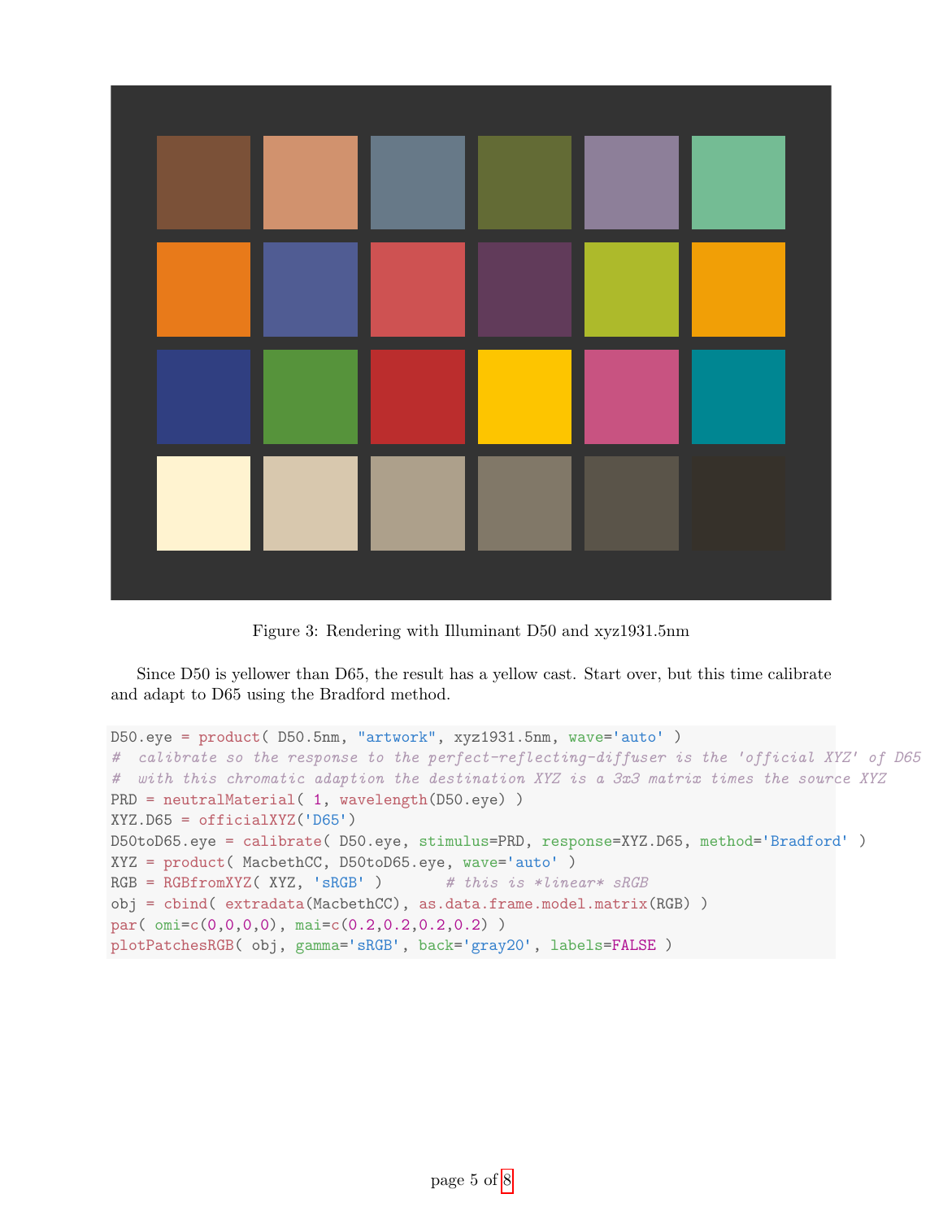Figure 3: Rendering with Illuminant D50 and xyz1931.5nm

Since D50 is yellower than D65, the result has a yellow cast. Start over, but this time calibrate and adapt to D65 using the Bradford method.

```
D50.eye = product( D50.5nm, "artwork", xyz1931.5nm, wave='auto' )
#  calibrate so the response to the perfect-reflecting-diffuser is the 'official XYZ' of D65
#  with this chromatic adaption the destination XYZ is a 3x3 matrix times the source XYZ
PRD = neutralMaterial( 1, wavelength(D50.eye) )
XYZ.D65 = officialXYZ('D65')
D50toD65.eye = calibrate( D50.eye, stimulus=PRD, response=XYZ.D65, method='Bradford' )
XYZ = product( MacbethCC, D50toD65.eye, wave='auto' )
RGB = RGBfromXYZ( XYZ, 'sRGB' )       # this is *linear* sRGB
obj = cbind( extradata(MacbethCC), as.data.frame.model.matrix(RGB) )
par( omi=c(0,0,0,0), mai=c(0.2,0.2,0.2,0.2) )
plotPatchesRGB( obj, gamma='sRGB', back='gray20', labels=FALSE )
```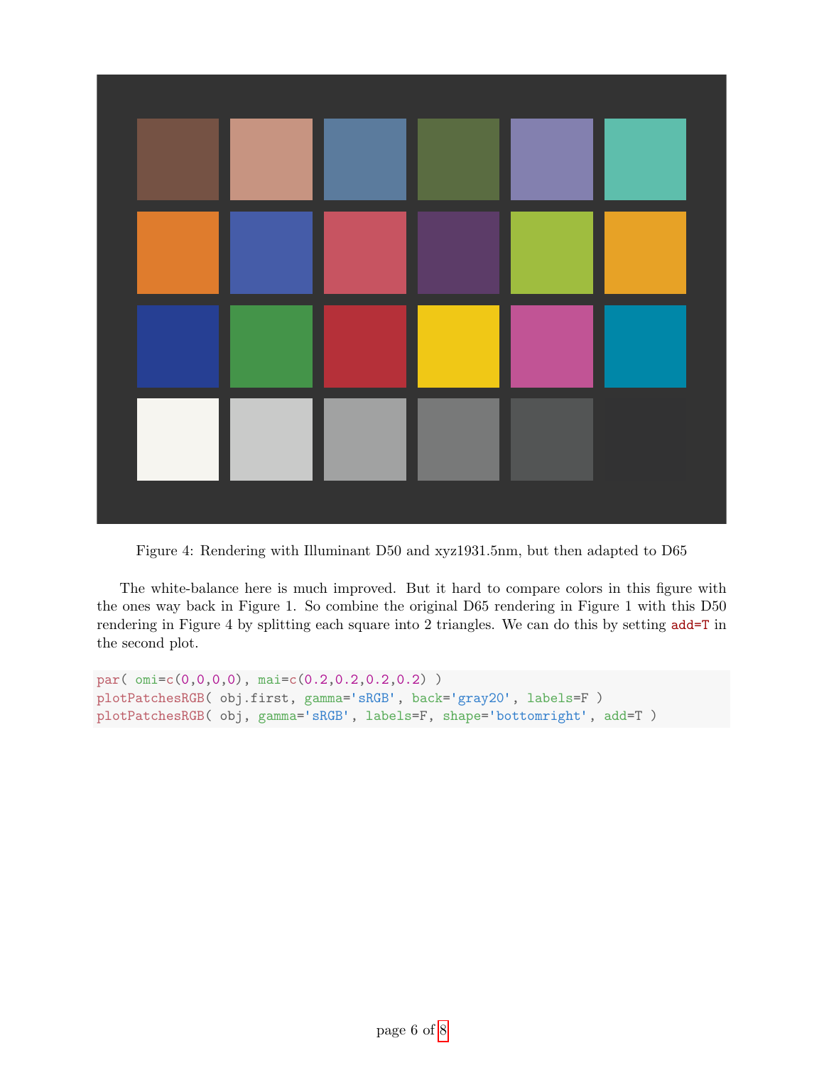Figure 4: Rendering with Illuminant D50 and xyz1931.5nm, but then adapted to D65

The white-balance here is much improved. But it hard to compare colors in this figure with the ones way back in Figure 1. So combine the original D65 rendering in Figure 1 with this D50 rendering in Figure 4 by splitting each square into 2 triangles. We can do this by setting `add=T` in the second plot.

```
par( omi=c(0,0,0,0), mai=c(0.2,0.2,0.2,0.2) )
plotPatchesRGB( obj.first, gamma='sRGB', back='gray20', labels=F )
plotPatchesRGB( obj, gamma='sRGB', labels=F, shape='bottomright', add=T )
```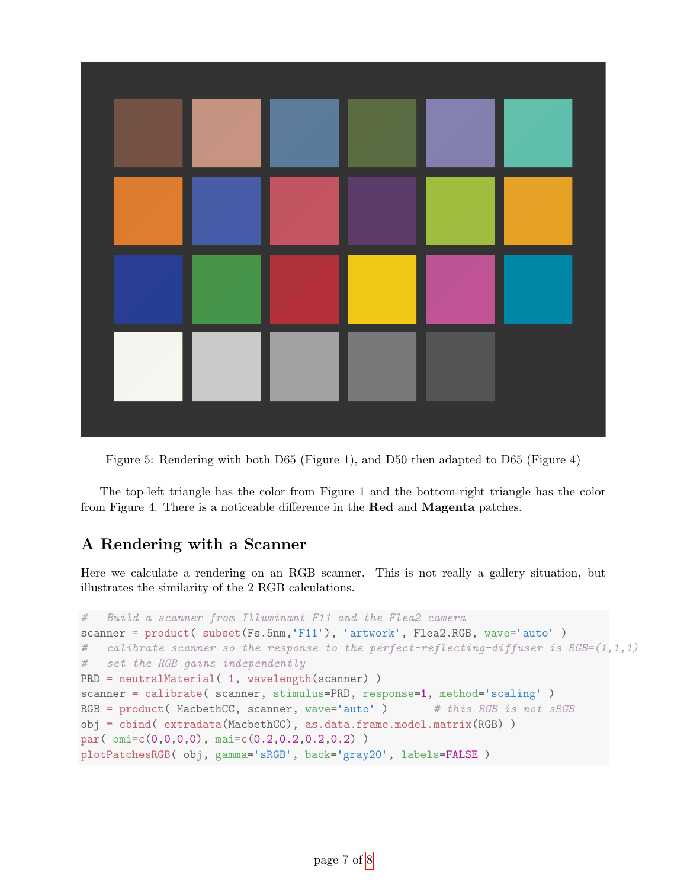Figure 5: Rendering with both D65 (Figure 1), and D50 then adapted to D65 (Figure 4)

The top-left triangle has the color from Figure 1 and the bottom-right triangle has the color from Figure 4. There is a noticeable difference in the **Red** and **Magenta** patches.

## A Rendering with a Scanner

Here we calculate a rendering on an RGB scanner. This is not really a gallery situation, but illustrates the similarity of the 2 RGB calculations.

```
#   Build a scanner from Illuminant F11 and the Flea2 camera
scanner = product( subset(Fs.5nm,'F11'), 'artwork', Flea2.RGB, wave='auto' )
#   calibrate scanner so the response to the perfect-reflecting-diffuser is RGB=(1,1,1)
#   set the RGB gains independently
PRD = neutralMaterial( 1, wavelength(scanner) )
scanner = calibrate( scanner, stimulus=PRD, response=1, method='scaling' )
RGB = product( MacbethCC, scanner, wave='auto' )       # this RGB is not sRGB
obj = cbind( extradata(MacbethCC), as.data.frame.model.matrix(RGB) )
par( omi=c(0,0,0,0), mai=c(0.2,0.2,0.2,0.2) )
plotPatchesRGB( obj, gamma='sRGB', back='gray20', labels=FALSE )
```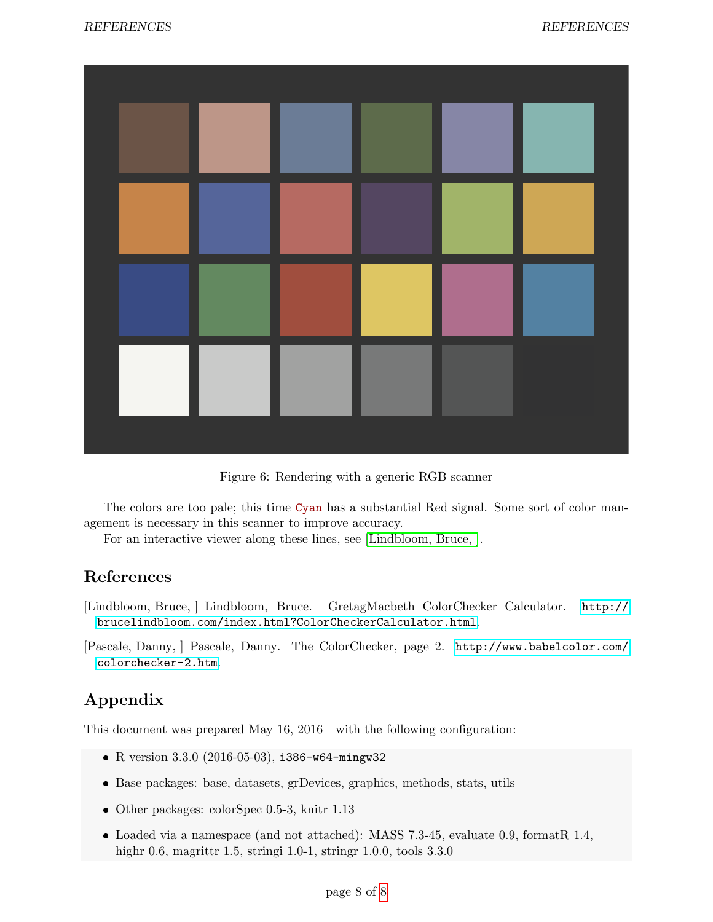Figure 6: Rendering with a generic RGB scanner

The colors are too pale; this time `Cyan` has a substantial Red signal. Some sort of color management is necessary in this scanner to improve accuracy.

For an interactive viewer along these lines, see [Lindbloom, Bruce, ].

## References

[Lindbloom, Bruce, ] Lindbloom, Bruce. GretagMacbeth ColorChecker Calculator. `http://brucelindbloom.com/index.html?ColorCheckerCalculator.html`.

[Pascale, Danny, ] Pascale, Danny. The ColorChecker, page 2. `http://www.babelcolor.com/colorchecker-2.htm`.

## Appendix

This document was prepared May 16, 2016 with the following configuration:

- R version 3.3.0 (2016-05-03), `i386-w64-mingw32`
- Base packages: base, datasets, grDevices, graphics, methods, stats, utils
- Other packages: colorSpec 0.5-3, knitr 1.13
- Loaded via a namespace (and not attached): MASS 7.3-45, evaluate 0.9, formatR 1.4, highr 0.6, magrittr 1.5, stringi 1.0-1, stringr 1.0.0, tools 3.3.0